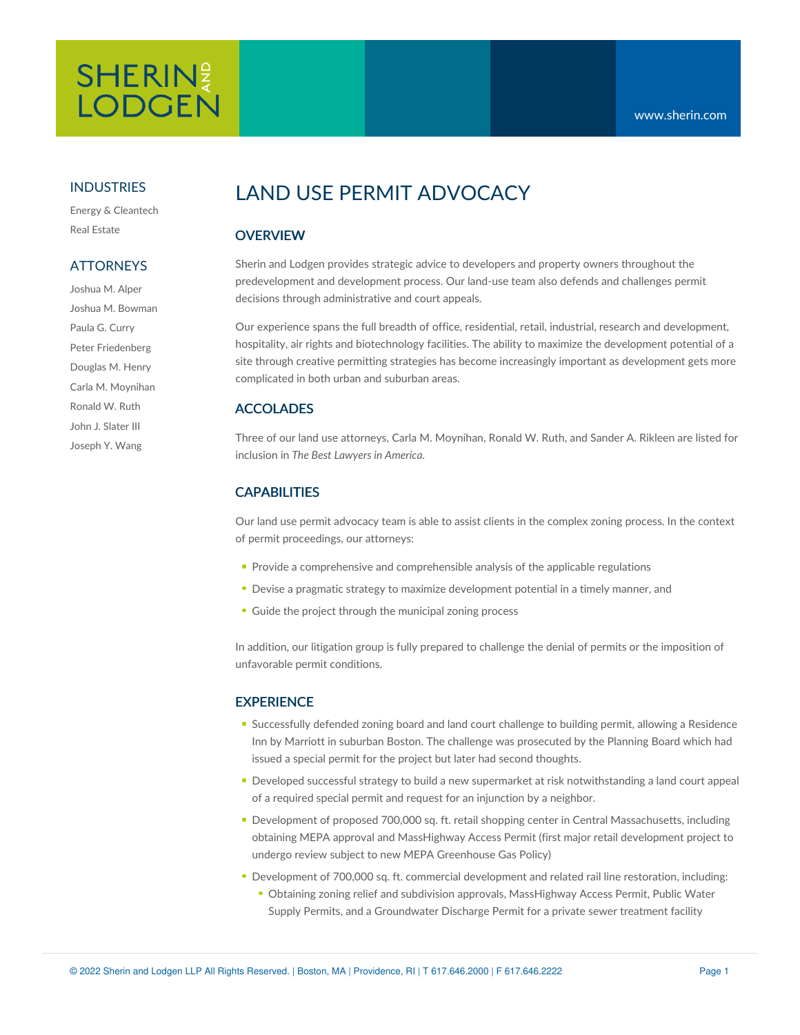SHERIN AND LODGEN

www.sherin.com

## INDUSTRIES

Energy & Cleantech

Real Estate

## ATTORNEYS

Joshua M. Alper

Joshua M. Bowman

Paula G. Curry

Peter Friedenberg

Douglas M. Henry

Carla M. Moynihan

Ronald W. Ruth

John J. Slater III

Joseph Y. Wang

# LAND USE PERMIT ADVOCACY

## OVERVIEW

Sherin and Lodgen provides strategic advice to developers and property owners throughout the predevelopment and development process. Our land-use team also defends and challenges permit decisions through administrative and court appeals.

Our experience spans the full breadth of office, residential, retail, industrial, research and development, hospitality, air rights and biotechnology facilities. The ability to maximize the development potential of a site through creative permitting strategies has become increasingly important as development gets more complicated in both urban and suburban areas.

## ACCOLADES

Three of our land use attorneys, Carla M. Moynihan, Ronald W. Ruth, and Sander A. Rikleen are listed for inclusion in *The Best Lawyers in America.*

## CAPABILITIES

Our land use permit advocacy team is able to assist clients in the complex zoning process. In the context of permit proceedings, our attorneys:

- Provide a comprehensive and comprehensible analysis of the applicable regulations
- Devise a pragmatic strategy to maximize development potential in a timely manner, and
- Guide the project through the municipal zoning process

In addition, our litigation group is fully prepared to challenge the denial of permits or the imposition of unfavorable permit conditions.

## EXPERIENCE

- Successfully defended zoning board and land court challenge to building permit, allowing a Residence Inn by Marriott in suburban Boston. The challenge was prosecuted by the Planning Board which had issued a special permit for the project but later had second thoughts.
- Developed successful strategy to build a new supermarket at risk notwithstanding a land court appeal of a required special permit and request for an injunction by a neighbor.
- Development of proposed 700,000 sq. ft. retail shopping center in Central Massachusetts, including obtaining MEPA approval and MassHighway Access Permit (first major retail development project to undergo review subject to new MEPA Greenhouse Gas Policy)
- Development of 700,000 sq. ft. commercial development and related rail line restoration, including:
  - Obtaining zoning relief and subdivision approvals, MassHighway Access Permit, Public Water Supply Permits, and a Groundwater Discharge Permit for a private sewer treatment facility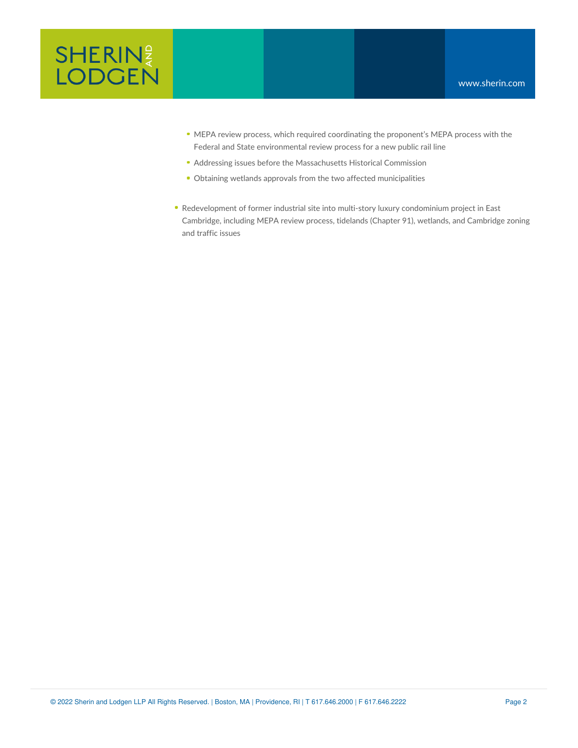- MEPA review process, which required coordinating the proponent's MEPA process with the Federal and State environmental review process for a new public rail line
  - Addressing issues before the Massachusetts Historical Commission
  - Obtaining wetlands approvals from the two affected municipalities

- Redevelopment of former industrial site into multi-story luxury condominium project in East Cambridge, including MEPA review process, tidelands (Chapter 91), wetlands, and Cambridge zoning and traffic issues